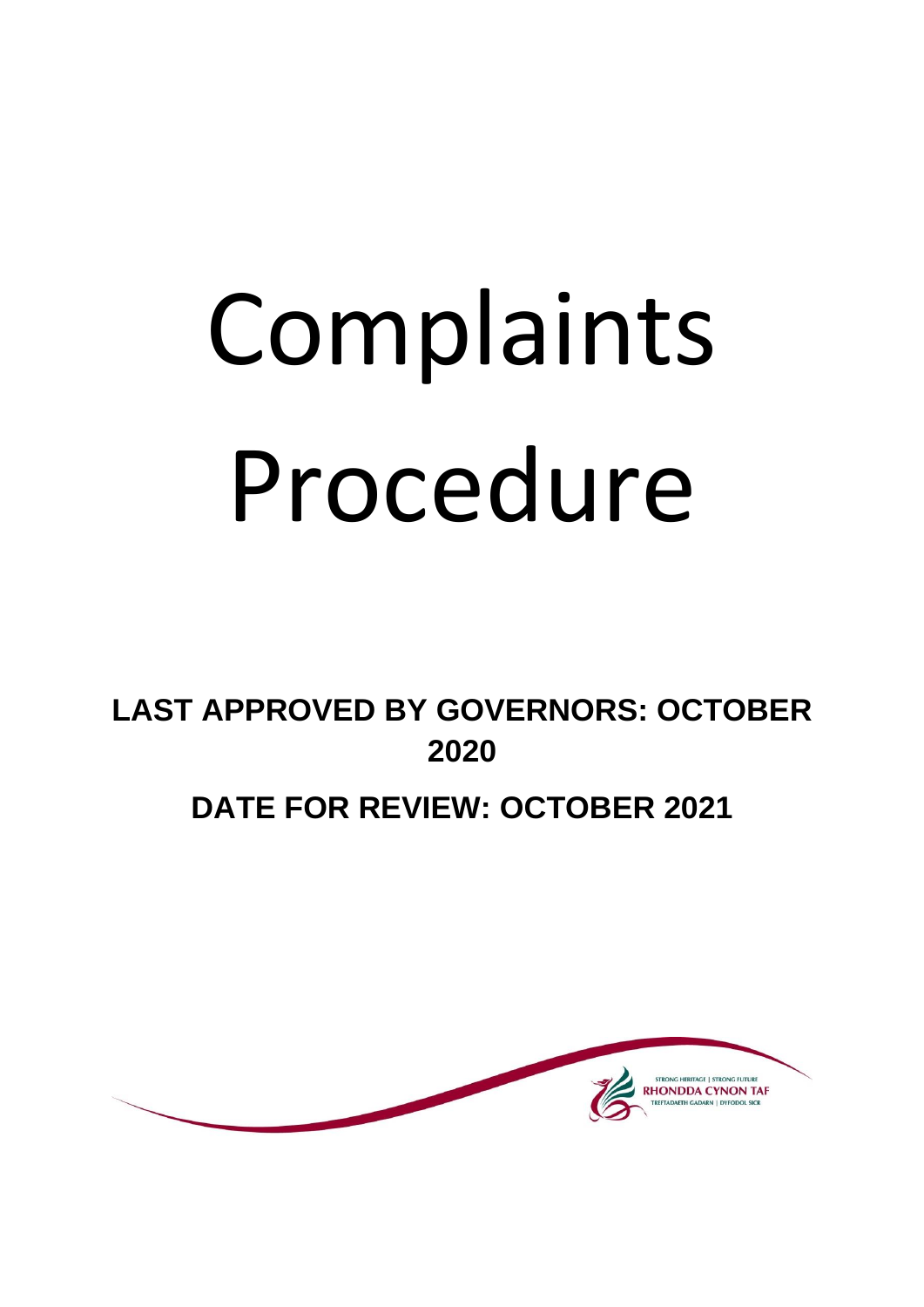# Complaints Procedure

**LAST APPROVED BY GOVERNORS: OCTOBER 2020**

**DATE FOR REVIEW: OCTOBER 2021**

STRONG HERITAGE | STRONG FUTURE
RHONDDA CYNON TAF
TREFTADAETH GADARN | DYFODOL SICR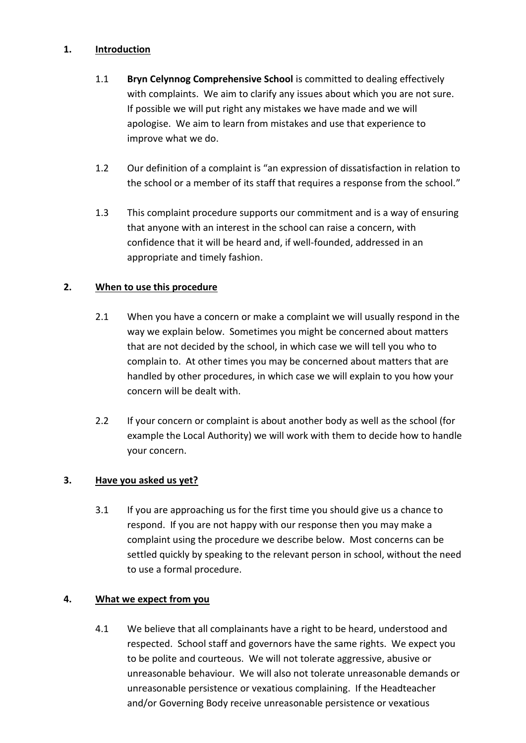## 1. Introduction

1.1 **Bryn Celynnog Comprehensive School** is committed to dealing effectively with complaints. We aim to clarify any issues about which you are not sure. If possible we will put right any mistakes we have made and we will apologise. We aim to learn from mistakes and use that experience to improve what we do.

1.2 Our definition of a complaint is "an expression of dissatisfaction in relation to the school or a member of its staff that requires a response from the school."

1.3 This complaint procedure supports our commitment and is a way of ensuring that anyone with an interest in the school can raise a concern, with confidence that it will be heard and, if well-founded, addressed in an appropriate and timely fashion.

## 2. When to use this procedure

2.1 When you have a concern or make a complaint we will usually respond in the way we explain below. Sometimes you might be concerned about matters that are not decided by the school, in which case we will tell you who to complain to. At other times you may be concerned about matters that are handled by other procedures, in which case we will explain to you how your concern will be dealt with.

2.2 If your concern or complaint is about another body as well as the school (for example the Local Authority) we will work with them to decide how to handle your concern.

## 3. Have you asked us yet?

3.1 If you are approaching us for the first time you should give us a chance to respond. If you are not happy with our response then you may make a complaint using the procedure we describe below. Most concerns can be settled quickly by speaking to the relevant person in school, without the need to use a formal procedure.

## 4. What we expect from you

4.1 We believe that all complainants have a right to be heard, understood and respected. School staff and governors have the same rights. We expect you to be polite and courteous. We will not tolerate aggressive, abusive or unreasonable behaviour. We will also not tolerate unreasonable demands or unreasonable persistence or vexatious complaining. If the Headteacher and/or Governing Body receive unreasonable persistence or vexatious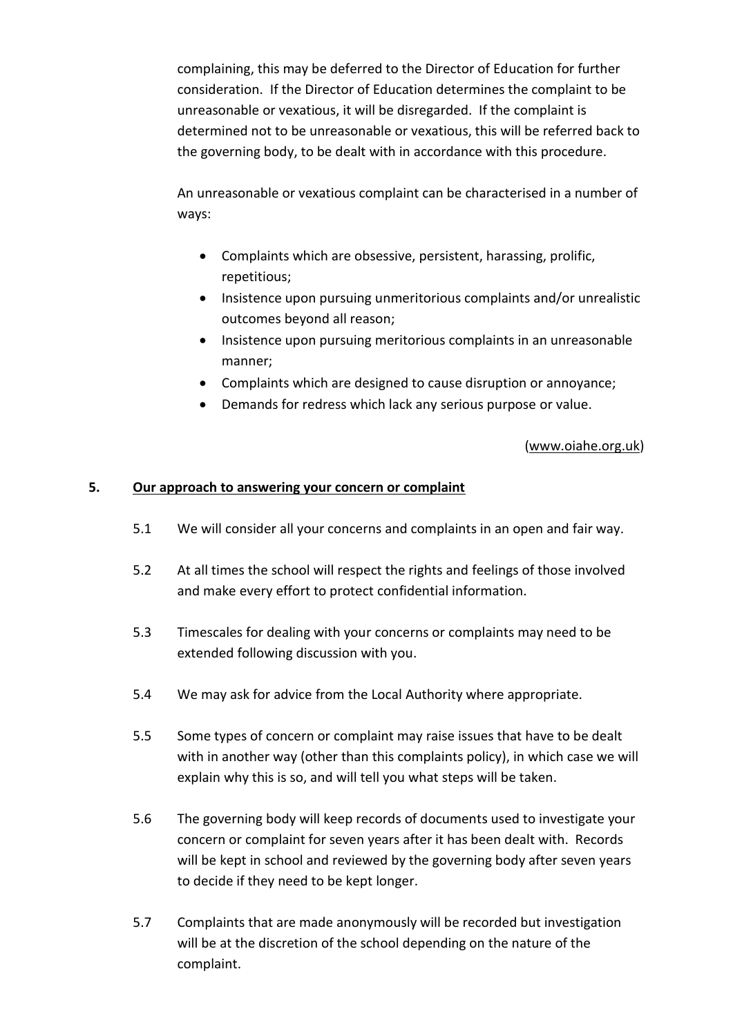complaining, this may be deferred to the Director of Education for further consideration. If the Director of Education determines the complaint to be unreasonable or vexatious, it will be disregarded. If the complaint is determined not to be unreasonable or vexatious, this will be referred back to the governing body, to be dealt with in accordance with this procedure.

An unreasonable or vexatious complaint can be characterised in a number of ways:

- Complaints which are obsessive, persistent, harassing, prolific, repetitious;
- Insistence upon pursuing unmeritorious complaints and/or unrealistic outcomes beyond all reason;
- Insistence upon pursuing meritorious complaints in an unreasonable manner;
- Complaints which are designed to cause disruption or annoyance;
- Demands for redress which lack any serious purpose or value.

(www.oiahe.org.uk)

## 5. Our approach to answering your concern or complaint

5.1 We will consider all your concerns and complaints in an open and fair way.

5.2 At all times the school will respect the rights and feelings of those involved and make every effort to protect confidential information.

5.3 Timescales for dealing with your concerns or complaints may need to be extended following discussion with you.

5.4 We may ask for advice from the Local Authority where appropriate.

5.5 Some types of concern or complaint may raise issues that have to be dealt with in another way (other than this complaints policy), in which case we will explain why this is so, and will tell you what steps will be taken.

5.6 The governing body will keep records of documents used to investigate your concern or complaint for seven years after it has been dealt with. Records will be kept in school and reviewed by the governing body after seven years to decide if they need to be kept longer.

5.7 Complaints that are made anonymously will be recorded but investigation will be at the discretion of the school depending on the nature of the complaint.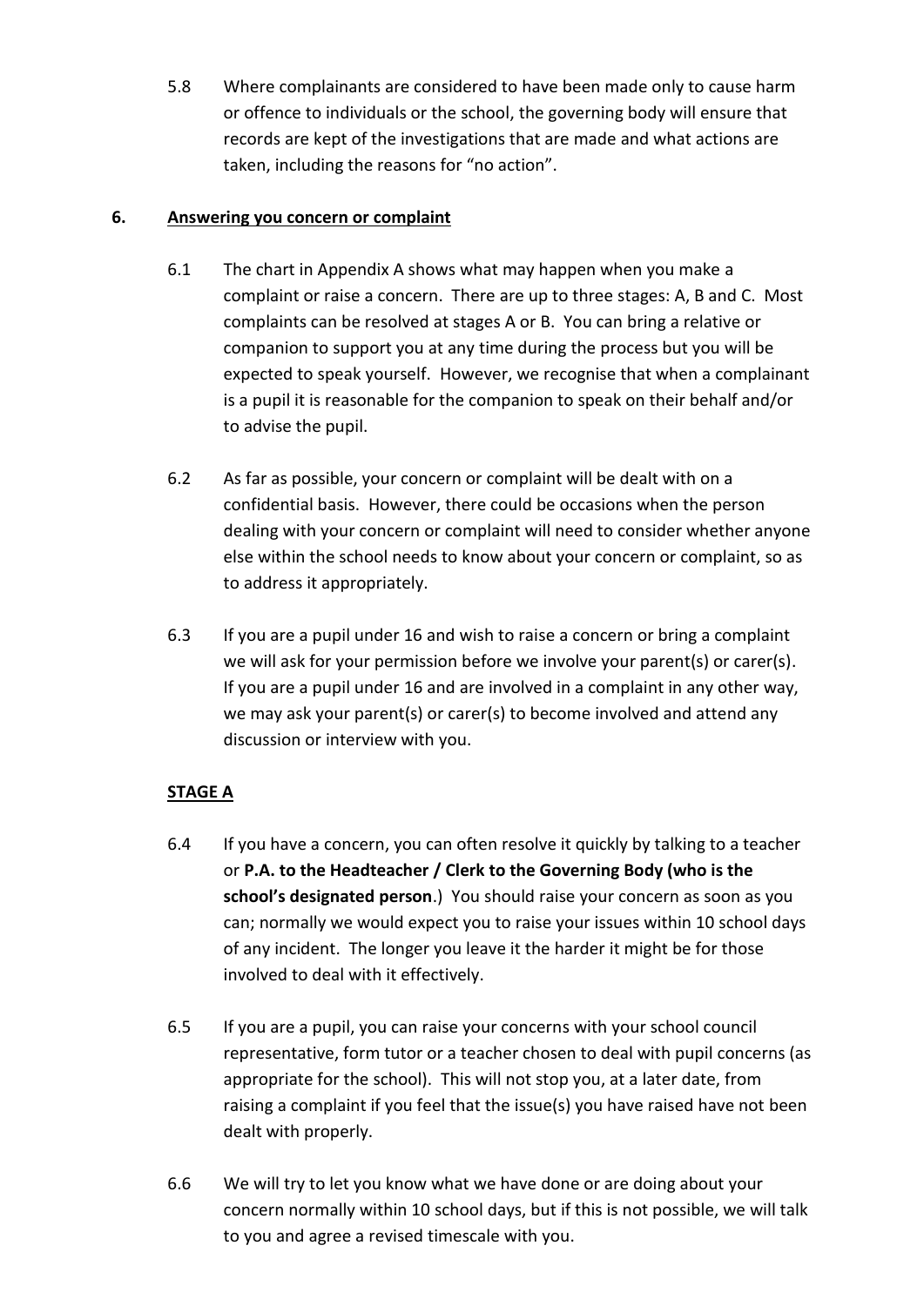5.8 Where complainants are considered to have been made only to cause harm or offence to individuals or the school, the governing body will ensure that records are kept of the investigations that are made and what actions are taken, including the reasons for "no action".

## 6. Answering you concern or complaint

6.1 The chart in Appendix A shows what may happen when you make a complaint or raise a concern. There are up to three stages: A, B and C. Most complaints can be resolved at stages A or B. You can bring a relative or companion to support you at any time during the process but you will be expected to speak yourself. However, we recognise that when a complainant is a pupil it is reasonable for the companion to speak on their behalf and/or to advise the pupil.

6.2 As far as possible, your concern or complaint will be dealt with on a confidential basis. However, there could be occasions when the person dealing with your concern or complaint will need to consider whether anyone else within the school needs to know about your concern or complaint, so as to address it appropriately.

6.3 If you are a pupil under 16 and wish to raise a concern or bring a complaint we will ask for your permission before we involve your parent(s) or carer(s). If you are a pupil under 16 and are involved in a complaint in any other way, we may ask your parent(s) or carer(s) to become involved and attend any discussion or interview with you.

### STAGE A

6.4 If you have a concern, you can often resolve it quickly by talking to a teacher or **P.A. to the Headteacher / Clerk to the Governing Body (who is the school's designated person**.) You should raise your concern as soon as you can; normally we would expect you to raise your issues within 10 school days of any incident. The longer you leave it the harder it might be for those involved to deal with it effectively.

6.5 If you are a pupil, you can raise your concerns with your school council representative, form tutor or a teacher chosen to deal with pupil concerns (as appropriate for the school). This will not stop you, at a later date, from raising a complaint if you feel that the issue(s) you have raised have not been dealt with properly.

6.6 We will try to let you know what we have done or are doing about your concern normally within 10 school days, but if this is not possible, we will talk to you and agree a revised timescale with you.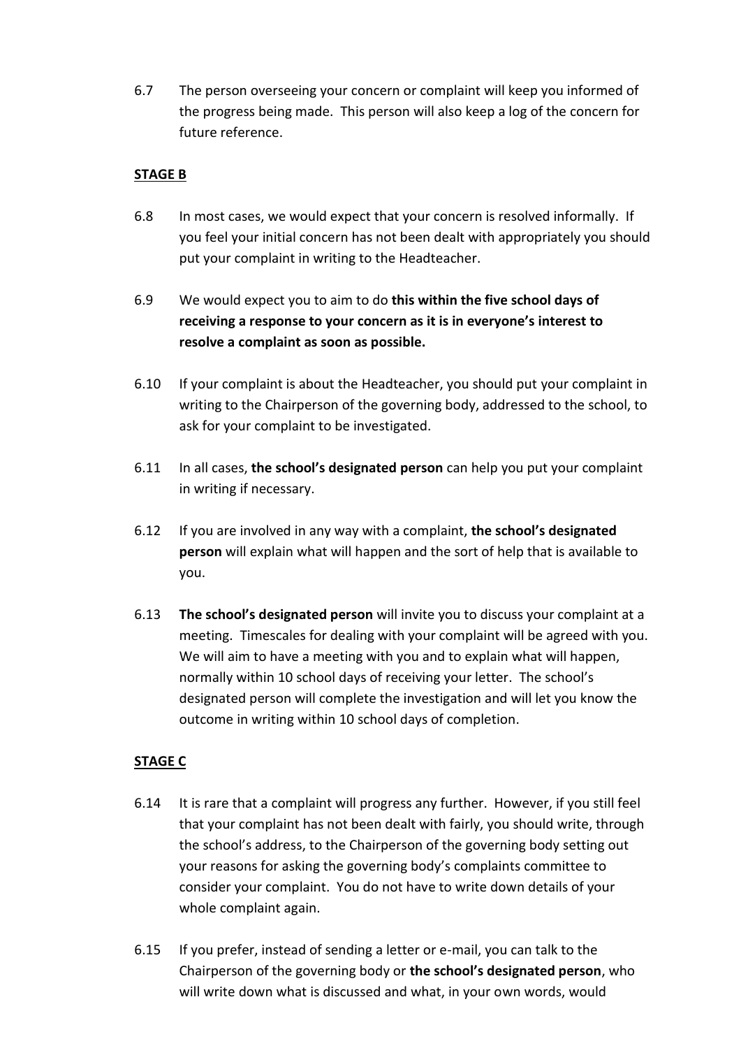6.7 The person overseeing your concern or complaint will keep you informed of the progress being made. This person will also keep a log of the concern for future reference.

**STAGE B**

6.8 In most cases, we would expect that your concern is resolved informally. If you feel your initial concern has not been dealt with appropriately you should put your complaint in writing to the Headteacher.

6.9 We would expect you to aim to do **this within the five school days of receiving a response to your concern as it is in everyone's interest to resolve a complaint as soon as possible.**

6.10 If your complaint is about the Headteacher, you should put your complaint in writing to the Chairperson of the governing body, addressed to the school, to ask for your complaint to be investigated.

6.11 In all cases, **the school's designated person** can help you put your complaint in writing if necessary.

6.12 If you are involved in any way with a complaint, **the school's designated person** will explain what will happen and the sort of help that is available to you.

6.13 **The school's designated person** will invite you to discuss your complaint at a meeting. Timescales for dealing with your complaint will be agreed with you. We will aim to have a meeting with you and to explain what will happen, normally within 10 school days of receiving your letter. The school's designated person will complete the investigation and will let you know the outcome in writing within 10 school days of completion.

**STAGE C**

6.14 It is rare that a complaint will progress any further. However, if you still feel that your complaint has not been dealt with fairly, you should write, through the school's address, to the Chairperson of the governing body setting out your reasons for asking the governing body's complaints committee to consider your complaint. You do not have to write down details of your whole complaint again.

6.15 If you prefer, instead of sending a letter or e-mail, you can talk to the Chairperson of the governing body or **the school's designated person**, who will write down what is discussed and what, in your own words, would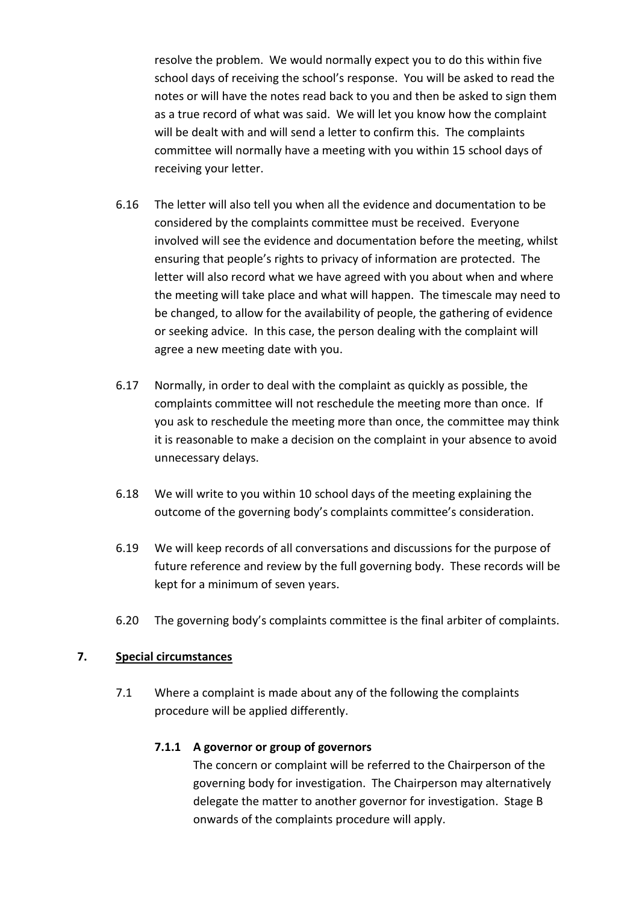resolve the problem. We would normally expect you to do this within five school days of receiving the school's response. You will be asked to read the notes or will have the notes read back to you and then be asked to sign them as a true record of what was said. We will let you know how the complaint will be dealt with and will send a letter to confirm this. The complaints committee will normally have a meeting with you within 15 school days of receiving your letter.

6.16 The letter will also tell you when all the evidence and documentation to be considered by the complaints committee must be received. Everyone involved will see the evidence and documentation before the meeting, whilst ensuring that people's rights to privacy of information are protected. The letter will also record what we have agreed with you about when and where the meeting will take place and what will happen. The timescale may need to be changed, to allow for the availability of people, the gathering of evidence or seeking advice. In this case, the person dealing with the complaint will agree a new meeting date with you.

6.17 Normally, in order to deal with the complaint as quickly as possible, the complaints committee will not reschedule the meeting more than once. If you ask to reschedule the meeting more than once, the committee may think it is reasonable to make a decision on the complaint in your absence to avoid unnecessary delays.

6.18 We will write to you within 10 school days of the meeting explaining the outcome of the governing body's complaints committee's consideration.

6.19 We will keep records of all conversations and discussions for the purpose of future reference and review by the full governing body. These records will be kept for a minimum of seven years.

6.20 The governing body's complaints committee is the final arbiter of complaints.

## 7. <u>Special circumstances</u>

7.1 Where a complaint is made about any of the following the complaints procedure will be applied differently.

### 7.1.1 A governor or group of governors

The concern or complaint will be referred to the Chairperson of the governing body for investigation. The Chairperson may alternatively delegate the matter to another governor for investigation. Stage B onwards of the complaints procedure will apply.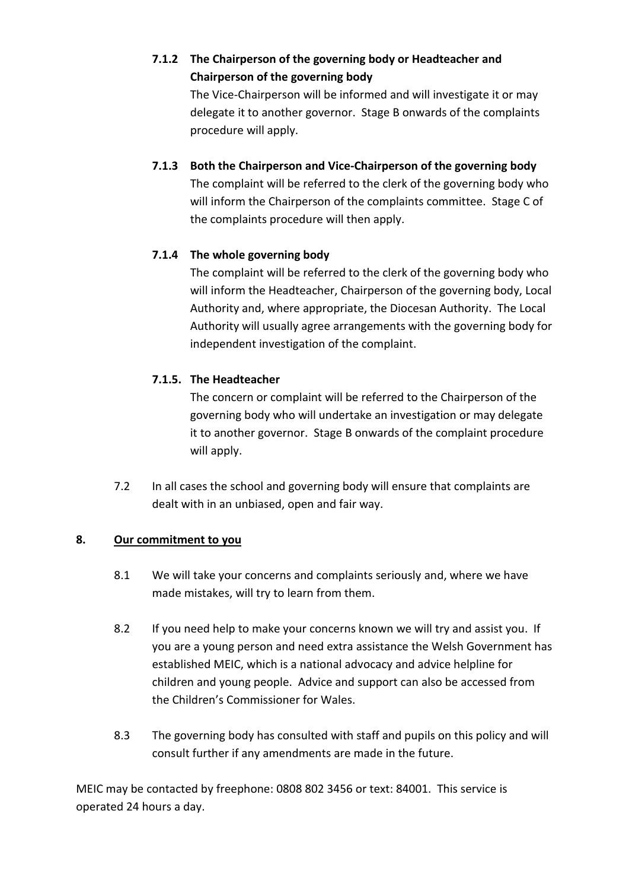**7.1.2 The Chairperson of the governing body or Headteacher and Chairperson of the governing body**

The Vice-Chairperson will be informed and will investigate it or may delegate it to another governor. Stage B onwards of the complaints procedure will apply.

**7.1.3 Both the Chairperson and Vice-Chairperson of the governing body**

The complaint will be referred to the clerk of the governing body who will inform the Chairperson of the complaints committee. Stage C of the complaints procedure will then apply.

**7.1.4 The whole governing body**

The complaint will be referred to the clerk of the governing body who will inform the Headteacher, Chairperson of the governing body, Local Authority and, where appropriate, the Diocesan Authority. The Local Authority will usually agree arrangements with the governing body for independent investigation of the complaint.

**7.1.5. The Headteacher**

The concern or complaint will be referred to the Chairperson of the governing body who will undertake an investigation or may delegate it to another governor. Stage B onwards of the complaint procedure will apply.

7.2 In all cases the school and governing body will ensure that complaints are dealt with in an unbiased, open and fair way.

## 8. Our commitment to you

8.1 We will take your concerns and complaints seriously and, where we have made mistakes, will try to learn from them.

8.2 If you need help to make your concerns known we will try and assist you. If you are a young person and need extra assistance the Welsh Government has established MEIC, which is a national advocacy and advice helpline for children and young people. Advice and support can also be accessed from the Children's Commissioner for Wales.

8.3 The governing body has consulted with staff and pupils on this policy and will consult further if any amendments are made in the future.

MEIC may be contacted by freephone: 0808 802 3456 or text: 84001. This service is operated 24 hours a day.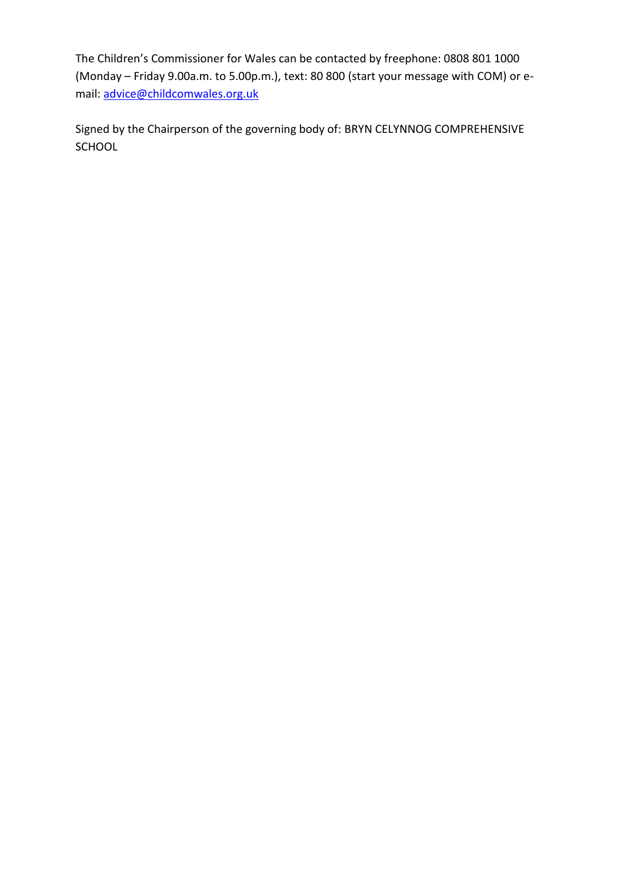The Children's Commissioner for Wales can be contacted by freephone: 0808 801 1000 (Monday – Friday 9.00a.m. to 5.00p.m.), text: 80 800 (start your message with COM) or e-mail: advice@childcomwales.org.uk

Signed by the Chairperson of the governing body of: BRYN CELYNNOG COMPREHENSIVE SCHOOL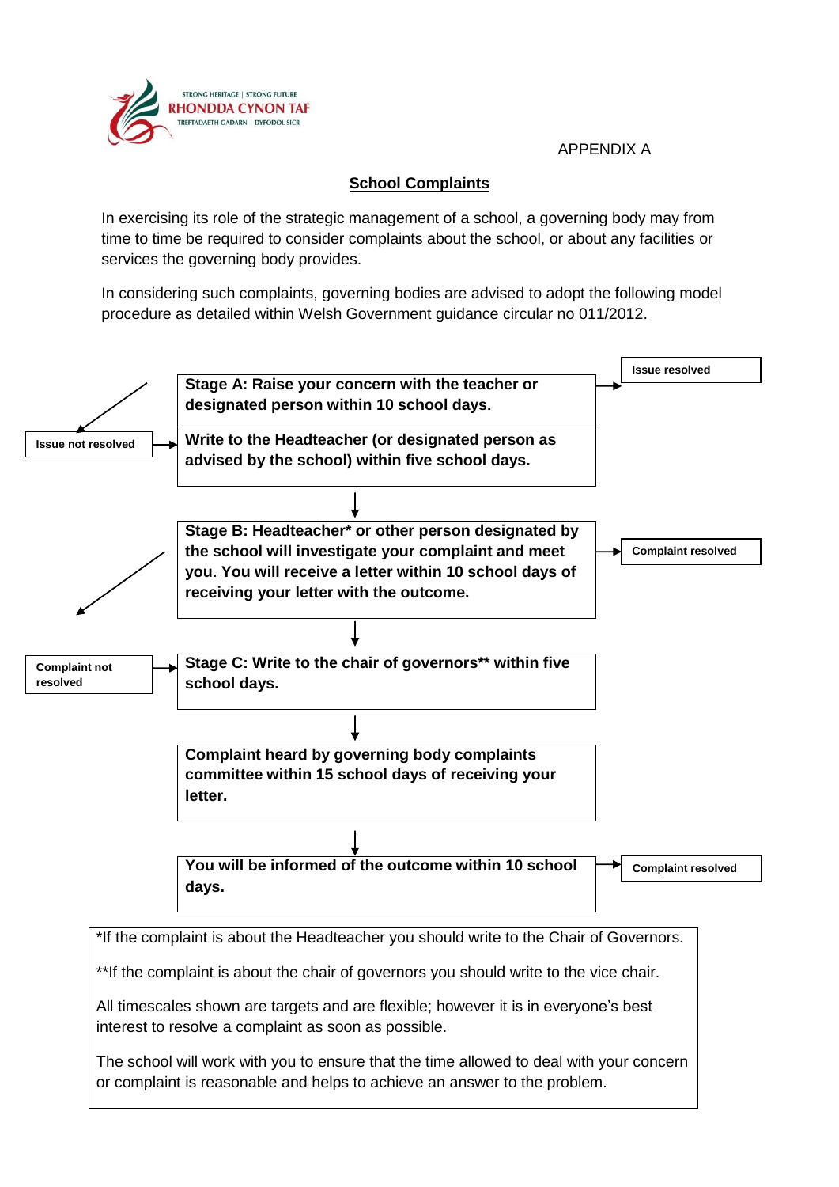STRONG HERITAGE | STRONG FUTURE
RHONDDA CYNON TAF
TREFTADAETH GADARN | DYFODOL SICR

APPENDIX A

## School Complaints

In exercising its role of the strategic management of a school, a governing body may from time to time be required to consider complaints about the school, or about any facilities or services the governing body provides.

In considering such complaints, governing bodies are advised to adopt the following model procedure as detailed within Welsh Government guidance circular no 011/2012.

**Stage A: Raise your concern with the teacher or designated person within 10 school days.**

→ Issue resolved

Issue not resolved →

**Write to the Headteacher (or designated person as advised by the school) within five school days.**

↓

**Stage B: Headteacher* or other person designated by the school will investigate your complaint and meet you. You will receive a letter within 10 school days of receiving your letter with the outcome.**

→ Complaint resolved

↓

Complaint not resolved →

**Stage C: Write to the chair of governors** within five school days.**

↓

**Complaint heard by governing body complaints committee within 15 school days of receiving your letter.**

↓

**You will be informed of the outcome within 10 school days.**

→ Complaint resolved

*If the complaint is about the Headteacher you should write to the Chair of Governors.

**If the complaint is about the chair of governors you should write to the vice chair.

All timescales shown are targets and are flexible; however it is in everyone's best interest to resolve a complaint as soon as possible.

The school will work with you to ensure that the time allowed to deal with your concern or complaint is reasonable and helps to achieve an answer to the problem.